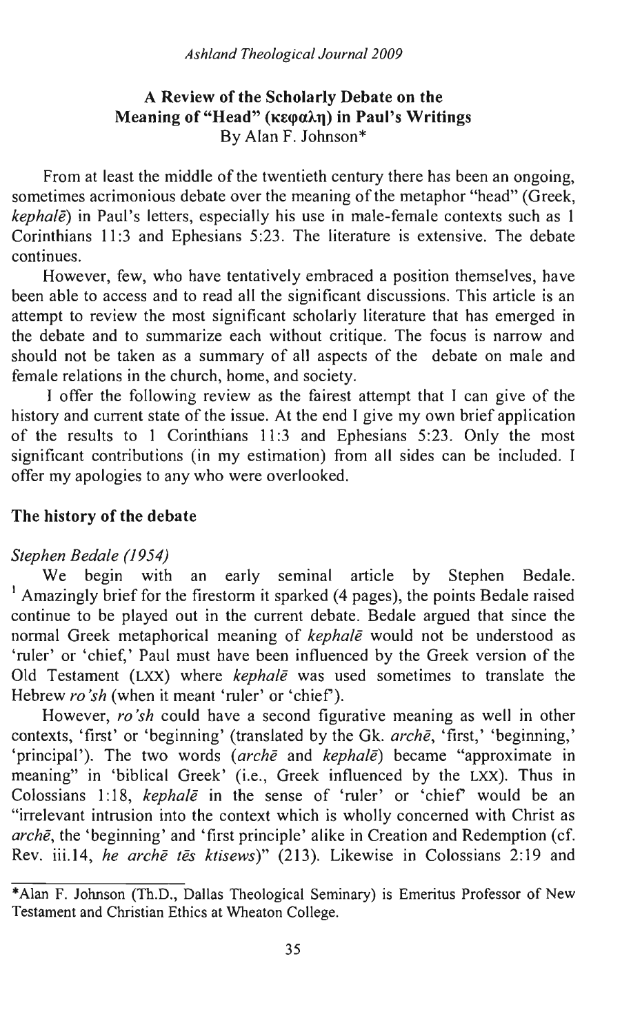# A Review of the Scholarly Debate on the Meaning of "Head" (κεφαλη) in Paul's Writings

By Alan F. Johnson*

From at least the middle of the twentieth century there has been an ongoing, sometimes acrimonious debate over the meaning of the metaphor "head" (Greek, *kephalē*) in Paul's letters, especially his use in male-female contexts such as 1 Corinthians 11:3 and Ephesians 5:23. The literature is extensive. The debate continues.

However, few, who have tentatively embraced a position themselves, have been able to access and to read all the significant discussions. This article is an attempt to review the most significant scholarly literature that has emerged in the debate and to summarize each without critique. The focus is narrow and should not be taken as a summary of all aspects of the debate on male and female relations in the church, home, and society.

I offer the following review as the fairest attempt that I can give of the history and current state of the issue. At the end I give my own brief application of the results to 1 Corinthians 11:3 and Ephesians 5:23. Only the most significant contributions (in my estimation) from all sides can be included. I offer my apologies to any who were overlooked.

## The history of the debate

### *Stephen Bedale (1954)*

We begin with an early seminal article by Stephen Bedale.[1] Amazingly brief for the firestorm it sparked (4 pages), the points Bedale raised continue to be played out in the current debate. Bedale argued that since the normal Greek metaphorical meaning of *kephalē* would not be understood as 'ruler' or 'chief,' Paul must have been influenced by the Greek version of the Old Testament (LXX) where *kephalē* was used sometimes to translate the Hebrew *ro'sh* (when it meant 'ruler' or 'chief').

However, *ro'sh* could have a second figurative meaning as well in other contexts, 'first' or 'beginning' (translated by the Gk. *archē*, 'first,' 'beginning,' 'principal'). The two words (*archē* and *kephalē*) became "approximate in meaning" in 'biblical Greek' (i.e., Greek influenced by the LXX). Thus in Colossians 1:18, *kephalē* in the sense of 'ruler' or 'chief' would be an "irrelevant intrusion into the context which is wholly concerned with Christ as *archē*, the 'beginning' and 'first principle' alike in Creation and Redemption (cf. Rev. iii.14, *he archē tēs ktisews*)" (213). Likewise in Colossians 2:19 and

---

*Alan F. Johnson (Th.D., Dallas Theological Seminary) is Emeritus Professor of New Testament and Christian Ethics at Wheaton College.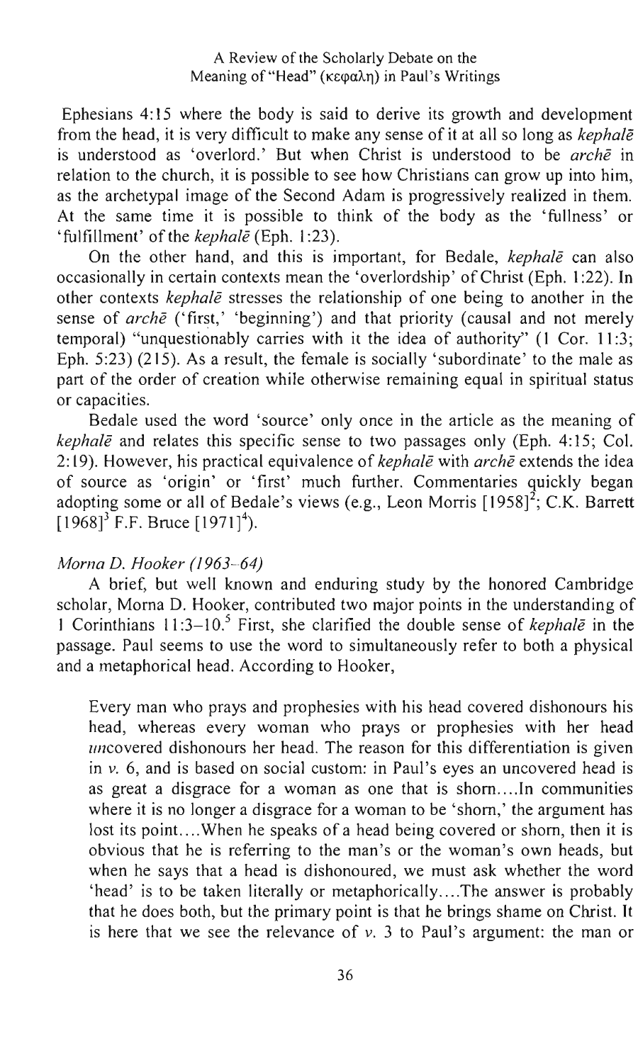Ephesians 4:15 where the body is said to derive its growth and development from the head, it is very difficult to make any sense of it at all so long as *kephalē* is understood as 'overlord.' But when Christ is understood to be *archē* in relation to the church, it is possible to see how Christians can grow up into him, as the archetypal image of the Second Adam is progressively realized in them. At the same time it is possible to think of the body as the 'fullness' or 'fulfillment' of the *kephalē* (Eph. 1:23).

On the other hand, and this is important, for Bedale, *kephalē* can also occasionally in certain contexts mean the 'overlordship' of Christ (Eph. 1:22). In other contexts *kephalē* stresses the relationship of one being to another in the sense of *archē* ('first,' 'beginning') and that priority (causal and not merely temporal) "unquestionably carries with it the idea of authority" (1 Cor. 11:3; Eph. 5:23) (215). As a result, the female is socially 'subordinate' to the male as part of the order of creation while otherwise remaining equal in spiritual status or capacities.

Bedale used the word 'source' only once in the article as the meaning of *kephalē* and relates this specific sense to two passages only (Eph. 4:15; Col. 2:19). However, his practical equivalence of *kephalē* with *archē* extends the idea of source as 'origin' or 'first' much further. Commentaries quickly began adopting some or all of Bedale's views (e.g., Leon Morris [1958][2]; C.K. Barrett [1968][3] F.F. Bruce [1971][4]).

### *Morna D. Hooker (1963–64)*

A brief, but well known and enduring study by the honored Cambridge scholar, Morna D. Hooker, contributed two major points in the understanding of 1 Corinthians 11:3–10.[5] First, she clarified the double sense of *kephalē* in the passage. Paul seems to use the word to simultaneously refer to both a physical and a metaphorical head. According to Hooker,

> Every man who prays and prophesies with his head covered dishonours his head, whereas every woman who prays or prophesies with her head *un*covered dishonours her head. The reason for this differentiation is given in *v.* 6, and is based on social custom: in Paul's eyes an uncovered head is as great a disgrace for a woman as one that is shorn....In communities where it is no longer a disgrace for a woman to be 'shorn,' the argument has lost its point....When he speaks of a head being covered or shorn, then it is obvious that he is referring to the man's or the woman's own heads, but when he says that a head is dishonoured, we must ask whether the word 'head' is to be taken literally or metaphorically....The answer is probably that he does both, but the primary point is that he brings shame on Christ. It is here that we see the relevance of *v.* 3 to Paul's argument: the man or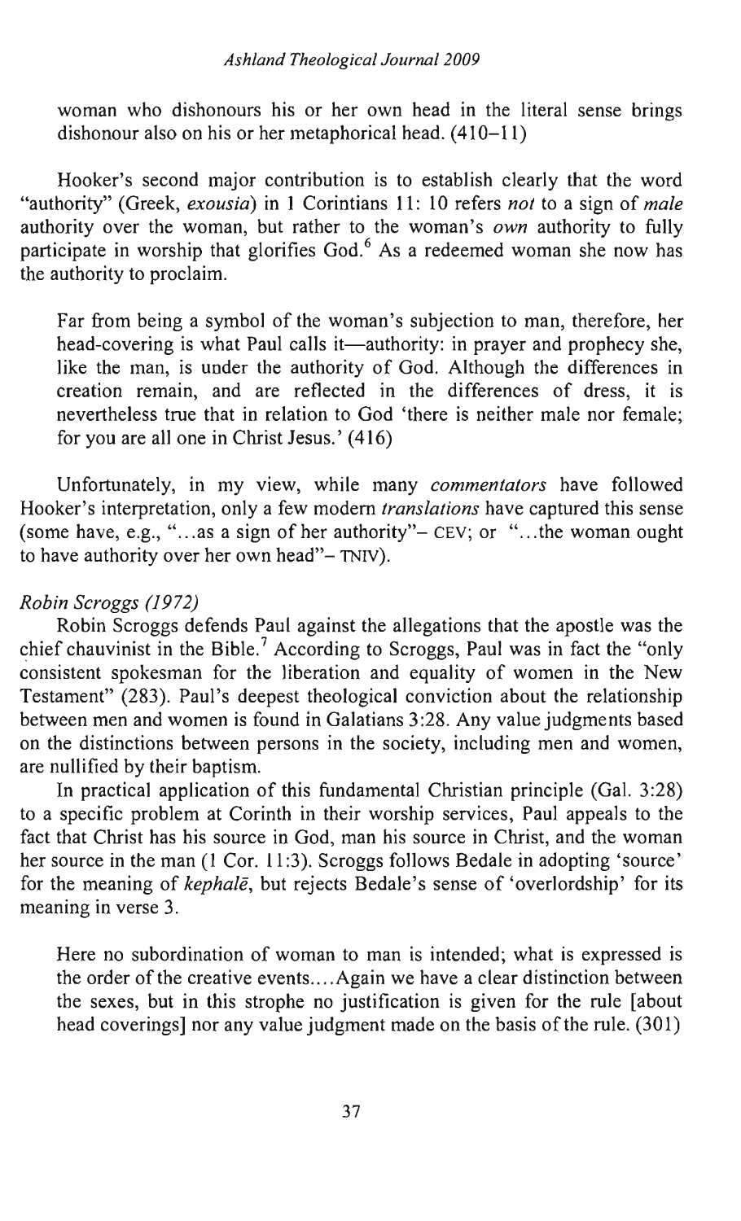woman who dishonours his or her own head in the literal sense brings dishonour also on his or her metaphorical head. (410–11)

Hooker's second major contribution is to establish clearly that the word "authority" (Greek, *exousia*) in 1 Corinthians 11: 10 refers *not* to a sign of *male* authority over the woman, but rather to the woman's *own* authority to fully participate in worship that glorifies God.[6] As a redeemed woman she now has the authority to proclaim.

> Far from being a symbol of the woman's subjection to man, therefore, her head-covering is what Paul calls it—authority: in prayer and prophecy she, like the man, is under the authority of God. Although the differences in creation remain, and are reflected in the differences of dress, it is nevertheless true that in relation to God 'there is neither male nor female; for you are all one in Christ Jesus.' (416)

Unfortunately, in my view, while many *commentators* have followed Hooker's interpretation, only a few modern *translations* have captured this sense (some have, e.g., "...as a sign of her authority"– CEV; or "...the woman ought to have authority over her own head"– TNIV).

### *Robin Scroggs (1972)*

Robin Scroggs defends Paul against the allegations that the apostle was the chief chauvinist in the Bible.[7] According to Scroggs, Paul was in fact the "only consistent spokesman for the liberation and equality of women in the New Testament" (283). Paul's deepest theological conviction about the relationship between men and women is found in Galatians 3:28. Any value judgments based on the distinctions between persons in the society, including men and women, are nullified by their baptism.

In practical application of this fundamental Christian principle (Gal. 3:28) to a specific problem at Corinth in their worship services, Paul appeals to the fact that Christ has his source in God, man his source in Christ, and the woman her source in the man (1 Cor. 11:3). Scroggs follows Bedale in adopting 'source' for the meaning of *kephalē*, but rejects Bedale's sense of 'overlordship' for its meaning in verse 3.

> Here no subordination of woman to man is intended; what is expressed is the order of the creative events.... Again we have a clear distinction between the sexes, but in this strophe no justification is given for the rule [about head coverings] nor any value judgment made on the basis of the rule. (301)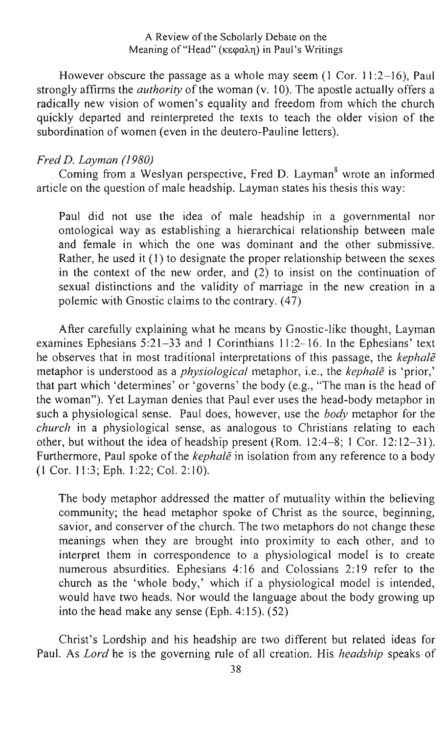However obscure the passage as a whole may seem (1 Cor. 11:2–16), Paul strongly affirms the *authority* of the woman (v. 10). The apostle actually offers a radically new vision of women's equality and freedom from which the church quickly departed and reinterpreted the texts to teach the older vision of the subordination of women (even in the deutero-Pauline letters).

### *Fred D. Layman (1980)*

Coming from a Weslyan perspective, Fred D. Layman[8] wrote an informed article on the question of male headship. Layman states his thesis this way:

> Paul did not use the idea of male headship in a governmental nor ontological way as establishing a hierarchical relationship between male and female in which the one was dominant and the other submissive. Rather, he used it (1) to designate the proper relationship between the sexes in the context of the new order, and (2) to insist on the continuation of sexual distinctions and the validity of marriage in the new creation in a polemic with Gnostic claims to the contrary. (47)

After carefully explaining what he means by Gnostic-like thought, Layman examines Ephesians 5:21–33 and 1 Corinthians 11:2–16. In the Ephesians' text he observes that in most traditional interpretations of this passage, the *kephalē* metaphor is understood as a *physiological* metaphor, i.e., the *kephalē* is 'prior,' that part which 'determines' or 'governs' the body (e.g., "The man is the head of the woman"). Yet Layman denies that Paul ever uses the head-body metaphor in such a physiological sense. Paul does, however, use the *body* metaphor for the *church* in a physiological sense, as analogous to Christians relating to each other, but without the idea of headship present (Rom. 12:4–8; 1 Cor. 12:12–31). Furthermore, Paul spoke of the *kephalē* in isolation from any reference to a body (1 Cor. 11:3; Eph. 1:22; Col. 2:10).

> The body metaphor addressed the matter of mutuality within the believing community; the head metaphor spoke of Christ as the source, beginning, savior, and conserver of the church. The two metaphors do not change these meanings when they are brought into proximity to each other, and to interpret them in correspondence to a physiological model is to create numerous absurdities. Ephesians 4:16 and Colossians 2:19 refer to the church as the 'whole body,' which if a physiological model is intended, would have two heads. Nor would the language about the body growing up into the head make any sense (Eph. 4:15). (52)

Christ's Lordship and his headship are two different but related ideas for Paul. As *Lord* he is the governing rule of all creation. His *headship* speaks of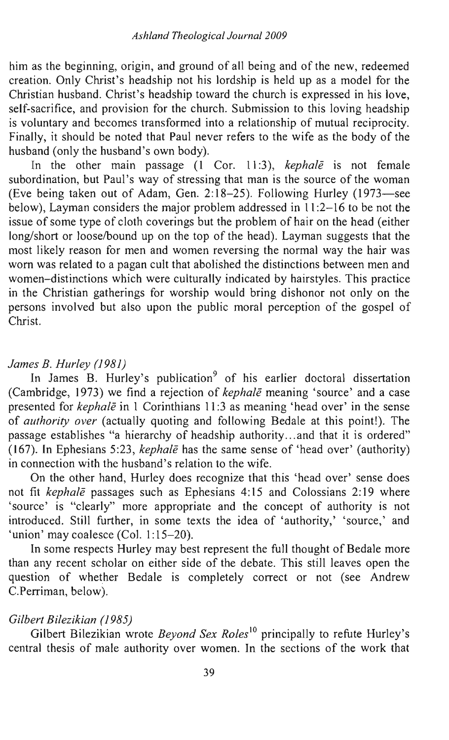him as the beginning, origin, and ground of all being and of the new, redeemed creation. Only Christ's headship not his lordship is held up as a model for the Christian husband. Christ's headship toward the church is expressed in his love, self-sacrifice, and provision for the church. Submission to this loving headship is voluntary and becomes transformed into a relationship of mutual reciprocity. Finally, it should be noted that Paul never refers to the wife as the body of the husband (only the husband's own body).

In the other main passage (1 Cor. 11:3), *kephalē* is not female subordination, but Paul's way of stressing that man is the source of the woman (Eve being taken out of Adam, Gen. 2:18–25). Following Hurley (1973—see below), Layman considers the major problem addressed in 11:2–16 to be not the issue of some type of cloth coverings but the problem of hair on the head (either long/short or loose/bound up on the top of the head). Layman suggests that the most likely reason for men and women reversing the normal way the hair was worn was related to a pagan cult that abolished the distinctions between men and women–distinctions which were culturally indicated by hairstyles. This practice in the Christian gatherings for worship would bring dishonor not only on the persons involved but also upon the public moral perception of the gospel of Christ.

### *James B. Hurley (1981)*

In James B. Hurley's publication[9] of his earlier doctoral dissertation (Cambridge, 1973) we find a rejection of *kephalē* meaning 'source' and a case presented for *kephalē* in 1 Corinthians 11:3 as meaning 'head over' in the sense of *authority over* (actually quoting and following Bedale at this point!). The passage establishes "a hierarchy of headship authority...and that it is ordered" (167). In Ephesians 5:23, *kephalē* has the same sense of 'head over' (authority) in connection with the husband's relation to the wife.

On the other hand, Hurley does recognize that this 'head over' sense does not fit *kephalē* passages such as Ephesians 4:15 and Colossians 2:19 where 'source' is "clearly" more appropriate and the concept of authority is not introduced. Still further, in some texts the idea of 'authority,' 'source,' and 'union' may coalesce (Col. 1:15–20).

In some respects Hurley may best represent the full thought of Bedale more than any recent scholar on either side of the debate. This still leaves open the question of whether Bedale is completely correct or not (see Andrew C.Perriman, below).

### *Gilbert Bilezikian (1985)*

Gilbert Bilezikian wrote *Beyond Sex Roles*[10] principally to refute Hurley's central thesis of male authority over women. In the sections of the work that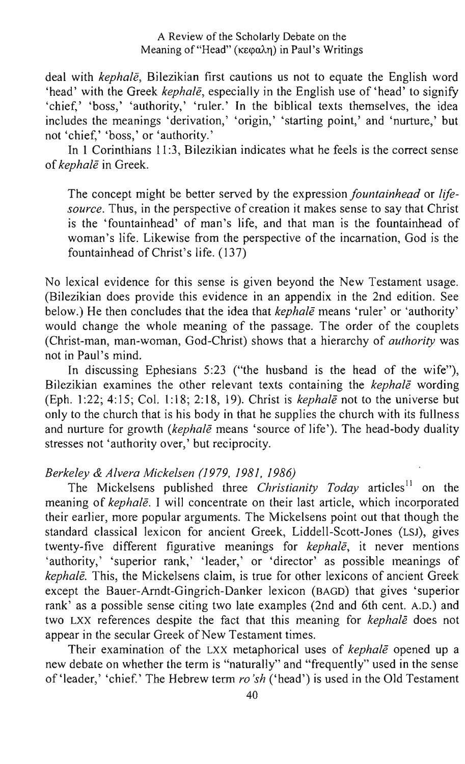deal with *kephalē*, Bilezikian first cautions us not to equate the English word 'head' with the Greek *kephalē*, especially in the English use of 'head' to signify 'chief,' 'boss,' 'authority,' 'ruler.' In the biblical texts themselves, the idea includes the meanings 'derivation,' 'origin,' 'starting point,' and 'nurture,' but not 'chief,' 'boss,' or 'authority.'

In 1 Corinthians 11:3, Bilezikian indicates what he feels is the correct sense of *kephalē* in Greek.

> The concept might be better served by the expression *fountainhead* or *life-source*. Thus, in the perspective of creation it makes sense to say that Christ is the 'fountainhead' of man's life, and that man is the fountainhead of woman's life. Likewise from the perspective of the incarnation, God is the fountainhead of Christ's life. (137)

No lexical evidence for this sense is given beyond the New Testament usage. (Bilezikian does provide this evidence in an appendix in the 2nd edition. See below.) He then concludes that the idea that *kephalē* means 'ruler' or 'authority' would change the whole meaning of the passage. The order of the couplets (Christ-man, man-woman, God-Christ) shows that a hierarchy of *authority* was not in Paul's mind.

In discussing Ephesians 5:23 ("the husband is the head of the wife"), Bilezikian examines the other relevant texts containing the *kephalē* wording (Eph. 1:22; 4:15; Col. 1:18; 2:18, 19). Christ is *kephalē* not to the universe but only to the church that is his body in that he supplies the church with its fullness and nurture for growth (*kephalē* means 'source of life'). The head-body duality stresses not 'authority over,' but reciprocity.

### *Berkeley & Alvera Mickelsen (1979, 1981, 1986)*

The Mickelsens published three *Christianity Today* articles[11] on the meaning of *kephalē*. I will concentrate on their last article, which incorporated their earlier, more popular arguments. The Mickelsens point out that though the standard classical lexicon for ancient Greek, Liddell-Scott-Jones (LSJ), gives twenty-five different figurative meanings for *kephalē*, it never mentions 'authority,' 'superior rank,' 'leader,' or 'director' as possible meanings of *kephalē*. This, the Mickelsens claim, is true for other lexicons of ancient Greek except the Bauer-Arndt-Gingrich-Danker lexicon (BAGD) that gives 'superior rank' as a possible sense citing two late examples (2nd and 6th cent. A.D.) and two LXX references despite the fact that this meaning for *kephalē* does not appear in the secular Greek of New Testament times.

Their examination of the LXX metaphorical uses of *kephalē* opened up a new debate on whether the term is "naturally" and "frequently" used in the sense of 'leader,' 'chief.' The Hebrew term *ro'sh* ('head') is used in the Old Testament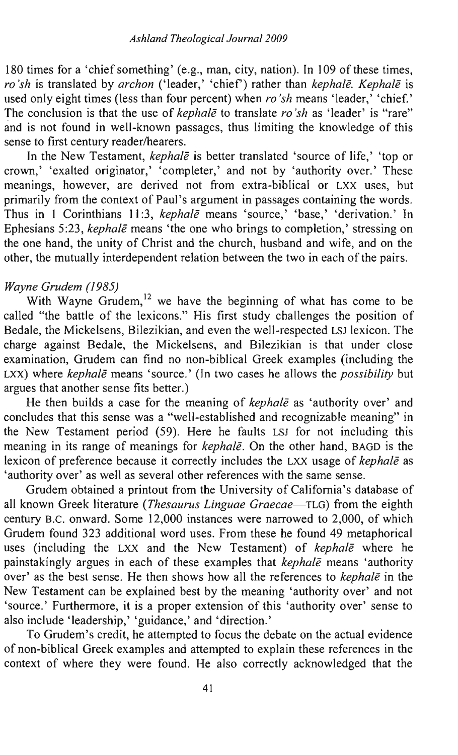180 times for a 'chief something' (e.g., man, city, nation). In 109 of these times, *ro'sh* is translated by *archon* ('leader,' 'chief') rather than *kephalē*. *Kephalē* is used only eight times (less than four percent) when *ro'sh* means 'leader,' 'chief.' The conclusion is that the use of *kephalē* to translate *ro'sh* as 'leader' is "rare" and is not found in well-known passages, thus limiting the knowledge of this sense to first century reader/hearers.

In the New Testament, *kephalē* is better translated 'source of life,' 'top or crown,' 'exalted originator,' 'completer,' and not by 'authority over.' These meanings, however, are derived not from extra-biblical or LXX uses, but primarily from the context of Paul's argument in passages containing the words. Thus in 1 Corinthians 11:3, *kephalē* means 'source,' 'base,' 'derivation.' In Ephesians 5:23, *kephalē* means 'the one who brings to completion,' stressing on the one hand, the unity of Christ and the church, husband and wife, and on the other, the mutually interdependent relation between the two in each of the pairs.

*Wayne Grudem (1985)*

With Wayne Grudem,[12] we have the beginning of what has come to be called "the battle of the lexicons." His first study challenges the position of Bedale, the Mickelsens, Bilezikian, and even the well-respected LSJ lexicon. The charge against Bedale, the Mickelsens, and Bilezikian is that under close examination, Grudem can find no non-biblical Greek examples (including the LXX) where *kephalē* means 'source.' (In two cases he allows the *possibility* but argues that another sense fits better.)

He then builds a case for the meaning of *kephalē* as 'authority over' and concludes that this sense was a "well-established and recognizable meaning" in the New Testament period (59). Here he faults LSJ for not including this meaning in its range of meanings for *kephalē*. On the other hand, BAGD is the lexicon of preference because it correctly includes the LXX usage of *kephalē* as 'authority over' as well as several other references with the same sense.

Grudem obtained a printout from the University of California's database of all known Greek literature (*Thesaurus Linguae Graecae*—TLG) from the eighth century B.C. onward. Some 12,000 instances were narrowed to 2,000, of which Grudem found 323 additional word uses. From these he found 49 metaphorical uses (including the LXX and the New Testament) of *kephalē* where he painstakingly argues in each of these examples that *kephalē* means 'authority over' as the best sense. He then shows how all the references to *kephalē* in the New Testament can be explained best by the meaning 'authority over' and not 'source.' Furthermore, it is a proper extension of this 'authority over' sense to also include 'leadership,' 'guidance,' and 'direction.'

To Grudem's credit, he attempted to focus the debate on the actual evidence of non-biblical Greek examples and attempted to explain these references in the context of where they were found. He also correctly acknowledged that the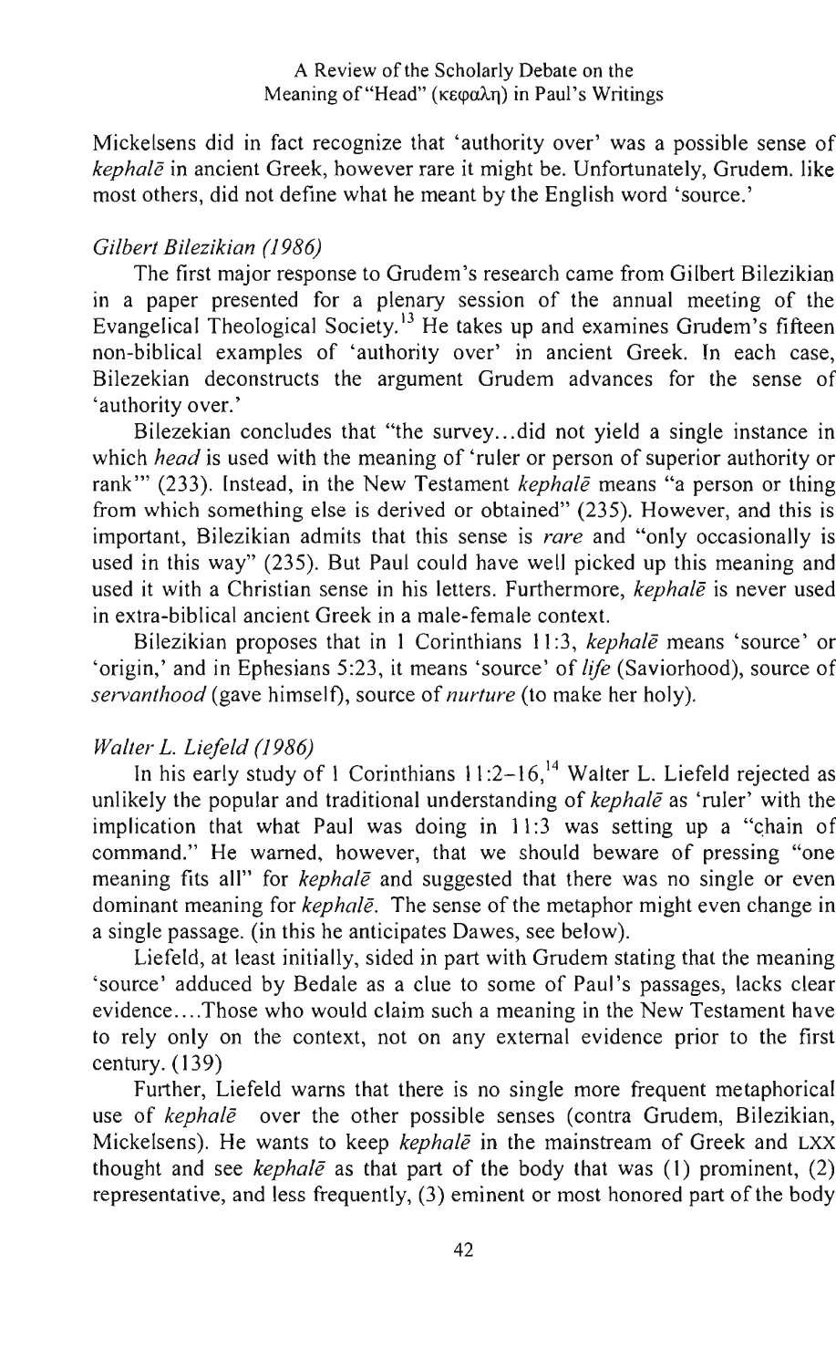Mickelsens did in fact recognize that 'authority over' was a possible sense of *kephalē* in ancient Greek, however rare it might be. Unfortunately, Grudem. like most others, did not define what he meant by the English word 'source.'

### *Gilbert Bilezikian (1986)*

The first major response to Grudem's research came from Gilbert Bilezikian in a paper presented for a plenary session of the annual meeting of the Evangelical Theological Society.[13] He takes up and examines Grudem's fifteen non-biblical examples of 'authority over' in ancient Greek. In each case, Bilezekian deconstructs the argument Grudem advances for the sense of 'authority over.'

Bilezekian concludes that "the survey...did not yield a single instance in which *head* is used with the meaning of 'ruler or person of superior authority or rank'" (233). Instead, in the New Testament *kephalē* means "a person or thing from which something else is derived or obtained" (235). However, and this is important, Bilezikian admits that this sense is *rare* and "only occasionally is used in this way" (235). But Paul could have well picked up this meaning and used it with a Christian sense in his letters. Furthermore, *kephalē* is never used in extra-biblical ancient Greek in a male-female context.

Bilezikian proposes that in 1 Corinthians 11:3, *kephalē* means 'source' or 'origin,' and in Ephesians 5:23, it means 'source' of *life* (Saviorhood), source of *servanthood* (gave himself), source of *nurture* (to make her holy).

### *Walter L. Liefeld (1986)*

In his early study of 1 Corinthians 11:2–16,[14] Walter L. Liefeld rejected as unlikely the popular and traditional understanding of *kephalē* as 'ruler' with the implication that what Paul was doing in 11:3 was setting up a "chain of command." He warned, however, that we should beware of pressing "one meaning fits all" for *kephalē* and suggested that there was no single or even dominant meaning for *kephalē*. The sense of the metaphor might even change in a single passage. (in this he anticipates Dawes, see below).

Liefeld, at least initially, sided in part with Grudem stating that the meaning 'source' adduced by Bedale as a clue to some of Paul's passages, lacks clear evidence....Those who would claim such a meaning in the New Testament have to rely only on the context, not on any external evidence prior to the first century. (139)

Further, Liefeld warns that there is no single more frequent metaphorical use of *kephalē* over the other possible senses (contra Grudem, Bilezikian, Mickelsens). He wants to keep *kephalē* in the mainstream of Greek and LXX thought and see *kephalē* as that part of the body that was (1) prominent, (2) representative, and less frequently, (3) eminent or most honored part of the body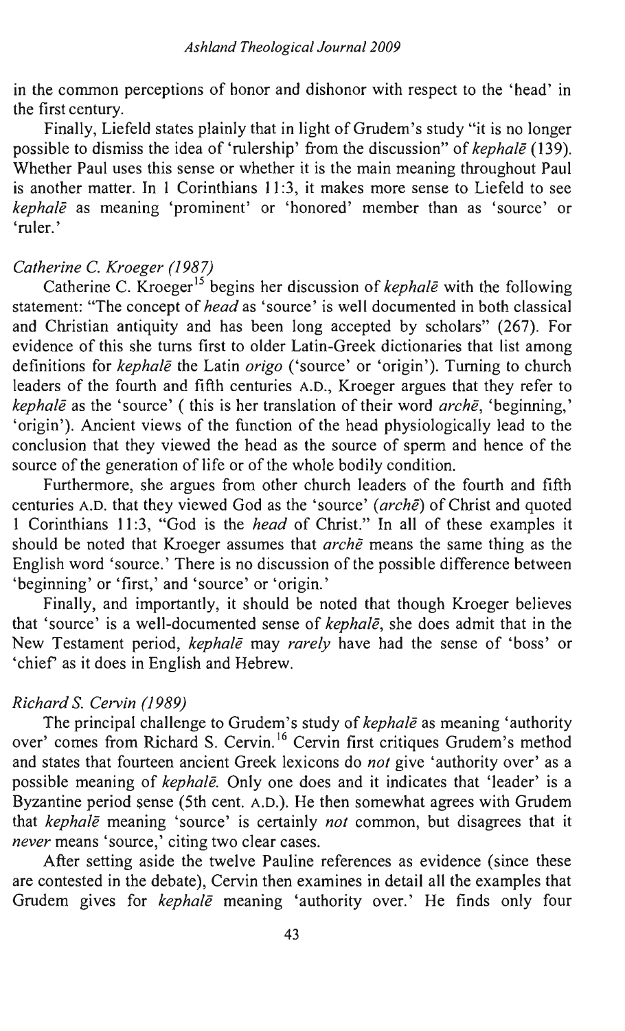in the common perceptions of honor and dishonor with respect to the 'head' in the first century.

Finally, Liefeld states plainly that in light of Grudem's study "it is no longer possible to dismiss the idea of 'rulership' from the discussion" of *kephalē* (139). Whether Paul uses this sense or whether it is the main meaning throughout Paul is another matter. In 1 Corinthians 11:3, it makes more sense to Liefeld to see *kephalē* as meaning 'prominent' or 'honored' member than as 'source' or 'ruler.'

### *Catherine C. Kroeger (1987)*

Catherine C. Kroeger[15] begins her discussion of *kephalē* with the following statement: "The concept of *head* as 'source' is well documented in both classical and Christian antiquity and has been long accepted by scholars" (267). For evidence of this she turns first to older Latin-Greek dictionaries that list among definitions for *kephalē* the Latin *origo* ('source' or 'origin'). Turning to church leaders of the fourth and fifth centuries A.D., Kroeger argues that they refer to *kephalē* as the 'source' ( this is her translation of their word *archē*, 'beginning,' 'origin'). Ancient views of the function of the head physiologically lead to the conclusion that they viewed the head as the source of sperm and hence of the source of the generation of life or of the whole bodily condition.

Furthermore, she argues from other church leaders of the fourth and fifth centuries A.D. that they viewed God as the 'source' (*archē*) of Christ and quoted 1 Corinthians 11:3, "God is the *head* of Christ." In all of these examples it should be noted that Kroeger assumes that *archē* means the same thing as the English word 'source.' There is no discussion of the possible difference between 'beginning' or 'first,' and 'source' or 'origin.'

Finally, and importantly, it should be noted that though Kroeger believes that 'source' is a well-documented sense of *kephalē*, she does admit that in the New Testament period, *kephalē* may *rarely* have had the sense of 'boss' or 'chief' as it does in English and Hebrew.

### *Richard S. Cervin (1989)*

The principal challenge to Grudem's study of *kephalē* as meaning 'authority over' comes from Richard S. Cervin.[16] Cervin first critiques Grudem's method and states that fourteen ancient Greek lexicons do *not* give 'authority over' as a possible meaning of *kephalē*. Only one does and it indicates that 'leader' is a Byzantine period sense (5th cent. A.D.). He then somewhat agrees with Grudem that *kephalē* meaning 'source' is certainly *not* common, but disagrees that it *never* means 'source,' citing two clear cases.

After setting aside the twelve Pauline references as evidence (since these are contested in the debate), Cervin then examines in detail all the examples that Grudem gives for *kephalē* meaning 'authority over.' He finds only four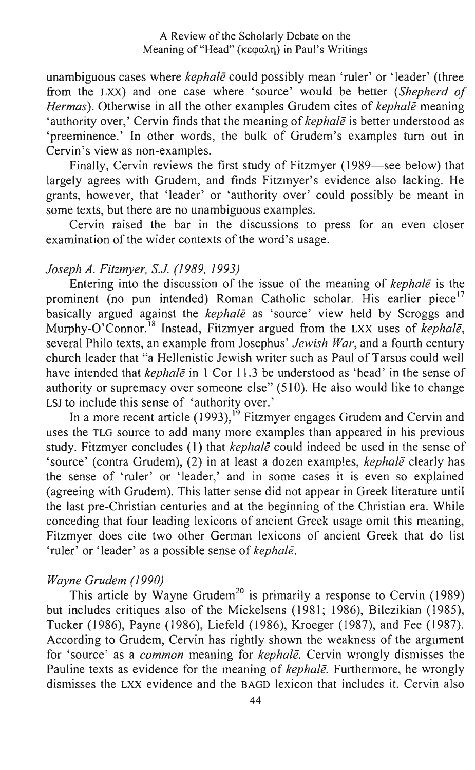unambiguous cases where *kephalē* could possibly mean 'ruler' or 'leader' (three from the LXX) and one case where 'source' would be better (*Shepherd of Hermas*). Otherwise in all the other examples Grudem cites of *kephalē* meaning 'authority over,' Cervin finds that the meaning of *kephalē* is better understood as 'preeminence.' In other words, the bulk of Grudem's examples turn out in Cervin's view as non-examples.

Finally, Cervin reviews the first study of Fitzmyer (1989—see below) that largely agrees with Grudem, and finds Fitzmyer's evidence also lacking. He grants, however, that 'leader' or 'authority over' could possibly be meant in some texts, but there are no unambiguous examples.

Cervin raised the bar in the discussions to press for an even closer examination of the wider contexts of the word's usage.

### *Joseph A. Fitzmyer, S.J. (1989, 1993)*

Entering into the discussion of the issue of the meaning of *kephalē* is the prominent (no pun intended) Roman Catholic scholar. His earlier piece[17] basically argued against the *kephalē* as 'source' view held by Scroggs and Murphy-O'Connor.[18] Instead, Fitzmyer argued from the LXX uses of *kephalē*, several Philo texts, an example from Josephus' *Jewish War*, and a fourth century church leader that "a Hellenistic Jewish writer such as Paul of Tarsus could well have intended that *kephalē* in 1 Cor 11.3 be understood as 'head' in the sense of authority or supremacy over someone else" (510). He also would like to change LSJ to include this sense of 'authority over.'

In a more recent article (1993),[19] Fitzmyer engages Grudem and Cervin and uses the TLG source to add many more examples than appeared in his previous study. Fitzmyer concludes (1) that *kephalē* could indeed be used in the sense of 'source' (contra Grudem), (2) in at least a dozen examples, *kephalē* clearly has the sense of 'ruler' or 'leader,' and in some cases it is even so explained (agreeing with Grudem). This latter sense did not appear in Greek literature until the last pre-Christian centuries and at the beginning of the Christian era. While conceding that four leading lexicons of ancient Greek usage omit this meaning, Fitzmyer does cite two other German lexicons of ancient Greek that do list 'ruler' or 'leader' as a possible sense of *kephalē*.

### *Wayne Grudem (1990)*

This article by Wayne Grudem[20] is primarily a response to Cervin (1989) but includes critiques also of the Mickelsens (1981; 1986), Bilezikian (1985), Tucker (1986), Payne (1986), Liefeld (1986), Kroeger (1987), and Fee (1987). According to Grudem, Cervin has rightly shown the weakness of the argument for 'source' as a *common* meaning for *kephalē*. Cervin wrongly dismisses the Pauline texts as evidence for the meaning of *kephalē*. Furthermore, he wrongly dismisses the LXX evidence and the BAGD lexicon that includes it. Cervin also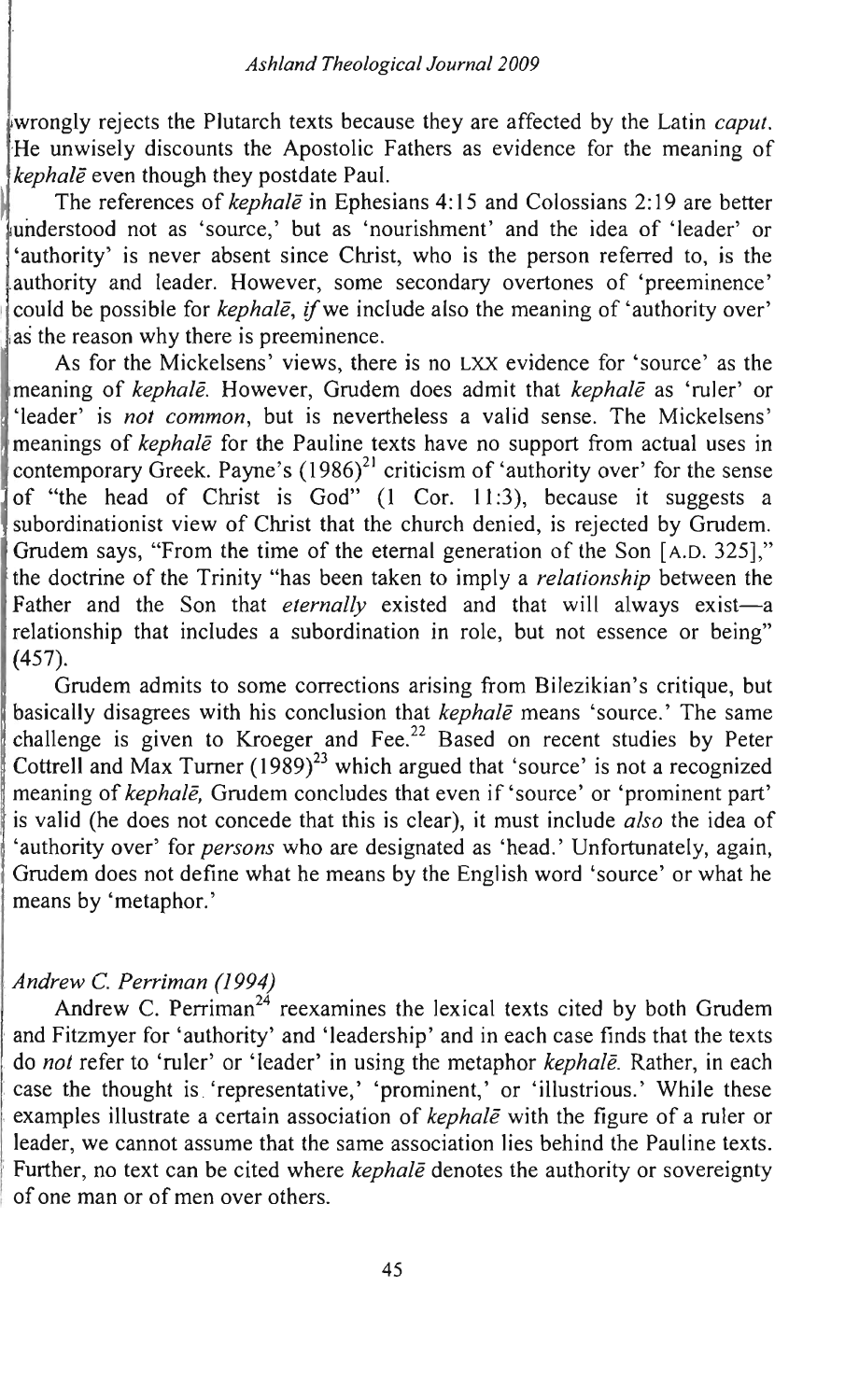wrongly rejects the Plutarch texts because they are affected by the Latin *caput*. He unwisely discounts the Apostolic Fathers as evidence for the meaning of *kephalē* even though they postdate Paul.

The references of *kephalē* in Ephesians 4:15 and Colossians 2:19 are better understood not as 'source,' but as 'nourishment' and the idea of 'leader' or 'authority' is never absent since Christ, who is the person referred to, is the authority and leader. However, some secondary overtones of 'preeminence' could be possible for *kephalē*, *if* we include also the meaning of 'authority over' as the reason why there is preeminence.

As for the Mickelsens' views, there is no LXX evidence for 'source' as the meaning of *kephalē*. However, Grudem does admit that *kephalē* as 'ruler' or 'leader' is *not common*, but is nevertheless a valid sense. The Mickelsens' meanings of *kephalē* for the Pauline texts have no support from actual uses in contemporary Greek. Payne's (1986)[21] criticism of 'authority over' for the sense of "the head of Christ is God" (1 Cor. 11:3), because it suggests a subordinationist view of Christ that the church denied, is rejected by Grudem. Grudem says, "From the time of the eternal generation of the Son [A.D. 325]," the doctrine of the Trinity "has been taken to imply a *relationship* between the Father and the Son that *eternally* existed and that will always exist—a relationship that includes a subordination in role, but not essence or being" (457).

Grudem admits to some corrections arising from Bilezikian's critique, but basically disagrees with his conclusion that *kephalē* means 'source.' The same challenge is given to Kroeger and Fee.[22] Based on recent studies by Peter Cottrell and Max Turner (1989)[23] which argued that 'source' is not a recognized meaning of *kephalē*, Grudem concludes that even if 'source' or 'prominent part' is valid (he does not concede that this is clear), it must include *also* the idea of 'authority over' for *persons* who are designated as 'head.' Unfortunately, again, Grudem does not define what he means by the English word 'source' or what he means by 'metaphor.'

### *Andrew C. Perriman (1994)*

Andrew C. Perriman[24] reexamines the lexical texts cited by both Grudem and Fitzmyer for 'authority' and 'leadership' and in each case finds that the texts do *not* refer to 'ruler' or 'leader' in using the metaphor *kephalē*. Rather, in each case the thought is 'representative,' 'prominent,' or 'illustrious.' While these examples illustrate a certain association of *kephalē* with the figure of a ruler or leader, we cannot assume that the same association lies behind the Pauline texts. Further, no text can be cited where *kephalē* denotes the authority or sovereignty of one man or of men over others.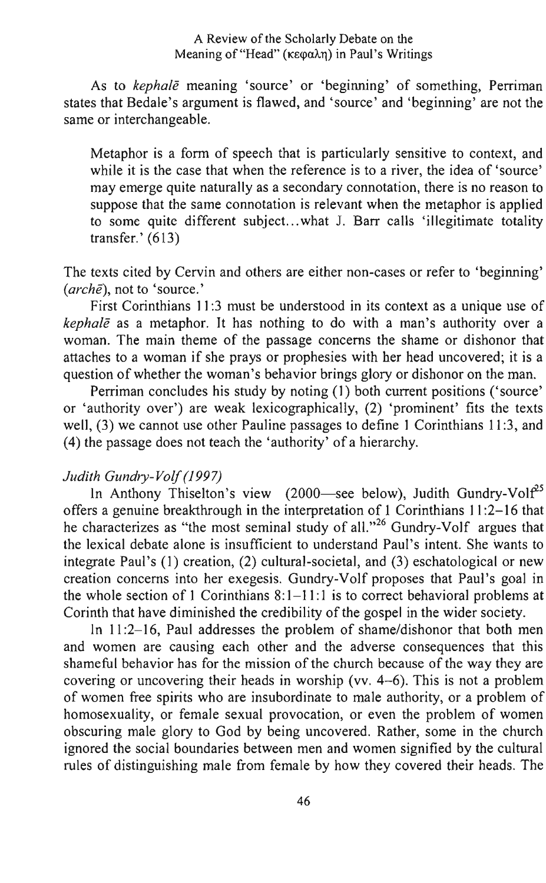As to *kephalē* meaning 'source' or 'beginning' of something, Perriman states that Bedale's argument is flawed, and 'source' and 'beginning' are not the same or interchangeable.

> Metaphor is a form of speech that is particularly sensitive to context, and while it is the case that when the reference is to a river, the idea of 'source' may emerge quite naturally as a secondary connotation, there is no reason to suppose that the same connotation is relevant when the metaphor is applied to some quite different subject...what J. Barr calls 'illegitimate totality transfer.' (613)

The texts cited by Cervin and others are either non-cases or refer to 'beginning' (*archē*), not to 'source.'

First Corinthians 11:3 must be understood in its context as a unique use of *kephalē* as a metaphor. It has nothing to do with a man's authority over a woman. The main theme of the passage concerns the shame or dishonor that attaches to a woman if she prays or prophesies with her head uncovered; it is a question of whether the woman's behavior brings glory or dishonor on the man.

Perriman concludes his study by noting (1) both current positions ('source' or 'authority over') are weak lexicographically, (2) 'prominent' fits the texts well, (3) we cannot use other Pauline passages to define 1 Corinthians 11:3, and (4) the passage does not teach the 'authority' of a hierarchy.

#### *Judith Gundry-Volf (1997)*

In Anthony Thiselton's view (2000—see below), Judith Gundry-Volf[25] offers a genuine breakthrough in the interpretation of 1 Corinthians 11:2–16 that he characterizes as "the most seminal study of all."[26] Gundry-Volf argues that the lexical debate alone is insufficient to understand Paul's intent. She wants to integrate Paul's (1) creation, (2) cultural-societal, and (3) eschatological or new creation concerns into her exegesis. Gundry-Volf proposes that Paul's goal in the whole section of 1 Corinthians 8:1–11:1 is to correct behavioral problems at Corinth that have diminished the credibility of the gospel in the wider society.

In 11:2–16, Paul addresses the problem of shame/dishonor that both men and women are causing each other and the adverse consequences that this shameful behavior has for the mission of the church because of the way they are covering or uncovering their heads in worship (vv. 4–6). This is not a problem of women free spirits who are insubordinate to male authority, or a problem of homosexuality, or female sexual provocation, or even the problem of women obscuring male glory to God by being uncovered. Rather, some in the church ignored the social boundaries between men and women signified by the cultural rules of distinguishing male from female by how they covered their heads. The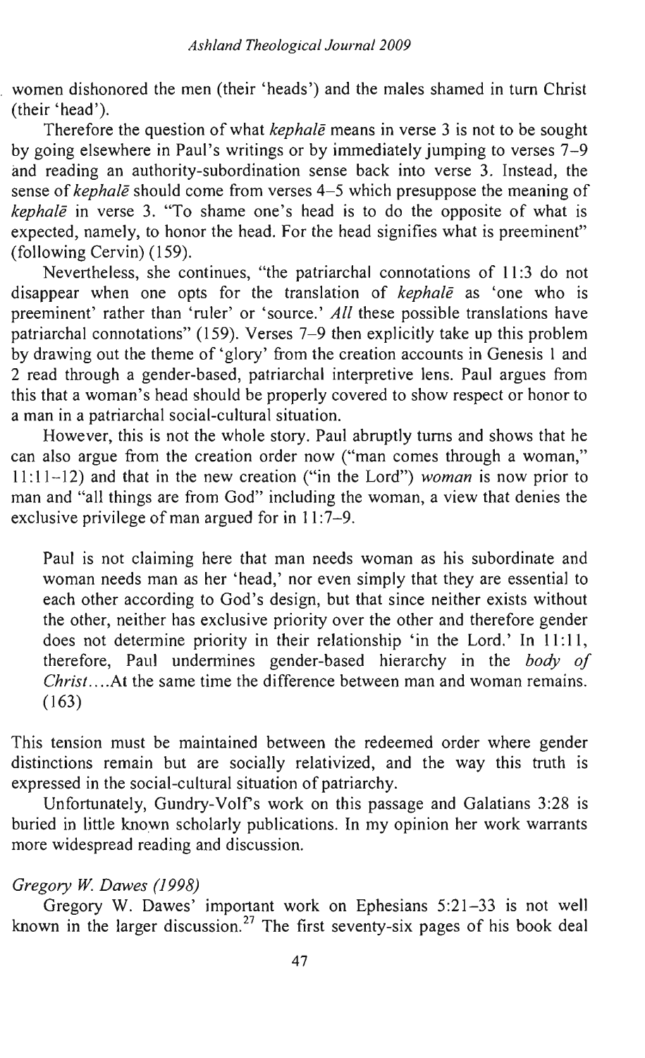women dishonored the men (their 'heads') and the males shamed in turn Christ (their 'head').

Therefore the question of what *kephalē* means in verse 3 is not to be sought by going elsewhere in Paul's writings or by immediately jumping to verses 7–9 and reading an authority-subordination sense back into verse 3. Instead, the sense of *kephalē* should come from verses 4–5 which presuppose the meaning of *kephalē* in verse 3. "To shame one's head is to do the opposite of what is expected, namely, to honor the head. For the head signifies what is preeminent" (following Cervin) (159).

Nevertheless, she continues, "the patriarchal connotations of 11:3 do not disappear when one opts for the translation of *kephalē* as 'one who is preeminent' rather than 'ruler' or 'source.' *All* these possible translations have patriarchal connotations" (159). Verses 7–9 then explicitly take up this problem by drawing out the theme of 'glory' from the creation accounts in Genesis 1 and 2 read through a gender-based, patriarchal interpretive lens. Paul argues from this that a woman's head should be properly covered to show respect or honor to a man in a patriarchal social-cultural situation.

However, this is not the whole story. Paul abruptly turns and shows that he can also argue from the creation order now ("man comes through a woman," 11:11–12) and that in the new creation ("in the Lord") *woman* is now prior to man and "all things are from God" including the woman, a view that denies the exclusive privilege of man argued for in 11:7–9.

> Paul is not claiming here that man needs woman as his subordinate and woman needs man as her 'head,' nor even simply that they are essential to each other according to God's design, but that since neither exists without the other, neither has exclusive priority over the other and therefore gender does not determine priority in their relationship 'in the Lord.' In 11:11, therefore, Paul undermines gender-based hierarchy in the *body of Christ*....At the same time the difference between man and woman remains. (163)

This tension must be maintained between the redeemed order where gender distinctions remain but are socially relativized, and the way this truth is expressed in the social-cultural situation of patriarchy.

Unfortunately, Gundry-Volf's work on this passage and Galatians 3:28 is buried in little known scholarly publications. In my opinion her work warrants more widespread reading and discussion.

*Gregory W. Dawes (1998)*

Gregory W. Dawes' important work on Ephesians 5:21–33 is not well known in the larger discussion.[27] The first seventy-six pages of his book deal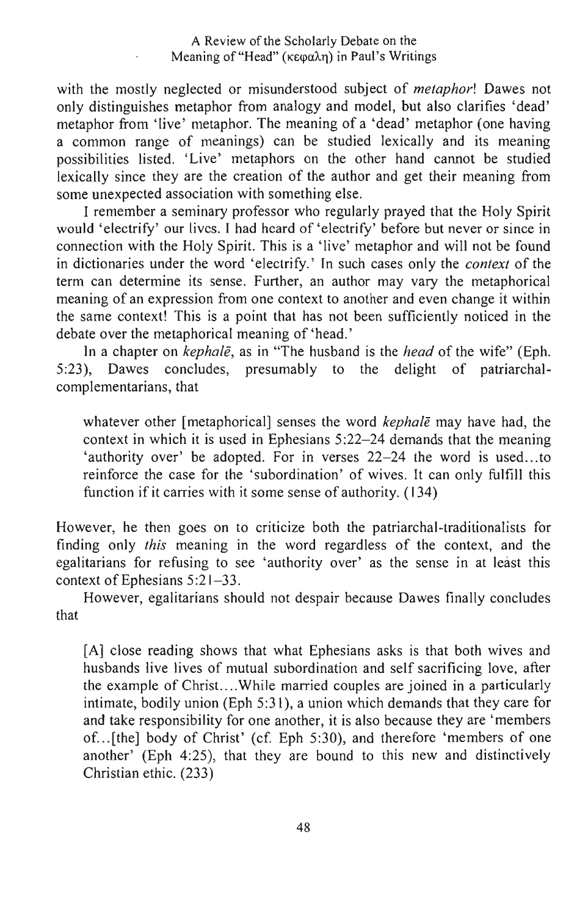with the mostly neglected or misunderstood subject of *metaphor*! Dawes not only distinguishes metaphor from analogy and model, but also clarifies 'dead' metaphor from 'live' metaphor. The meaning of a 'dead' metaphor (one having a common range of meanings) can be studied lexically and its meaning possibilities listed. 'Live' metaphors on the other hand cannot be studied lexically since they are the creation of the author and get their meaning from some unexpected association with something else.

I remember a seminary professor who regularly prayed that the Holy Spirit would 'electrify' our lives. I had heard of 'electrify' before but never or since in connection with the Holy Spirit. This is a 'live' metaphor and will not be found in dictionaries under the word 'electrify.' In such cases only the *context* of the term can determine its sense. Further, an author may vary the metaphorical meaning of an expression from one context to another and even change it within the same context! This is a point that has not been sufficiently noticed in the debate over the metaphorical meaning of 'head.'

In a chapter on *kephalē*, as in "The husband is the *head* of the wife" (Eph. 5:23), Dawes concludes, presumably to the delight of patriarchal-complementarians, that

> whatever other [metaphorical] senses the word *kephalē* may have had, the context in which it is used in Ephesians 5:22–24 demands that the meaning 'authority over' be adopted. For in verses 22–24 the word is used...to reinforce the case for the 'subordination' of wives. It can only fulfill this function if it carries with it some sense of authority. (134)

However, he then goes on to criticize both the patriarchal-traditionalists for finding only *this* meaning in the word regardless of the context, and the egalitarians for refusing to see 'authority over' as the sense in at least this context of Ephesians 5:21–33.

However, egalitarians should not despair because Dawes finally concludes that

> [A] close reading shows that what Ephesians asks is that both wives and husbands live lives of mutual subordination and self sacrificing love, after the example of Christ....While married couples are joined in a particularly intimate, bodily union (Eph 5:31), a union which demands that they care for and take responsibility for one another, it is also because they are 'members of...[the] body of Christ' (cf. Eph 5:30), and therefore 'members of one another' (Eph 4:25), that they are bound to this new and distinctively Christian ethic. (233)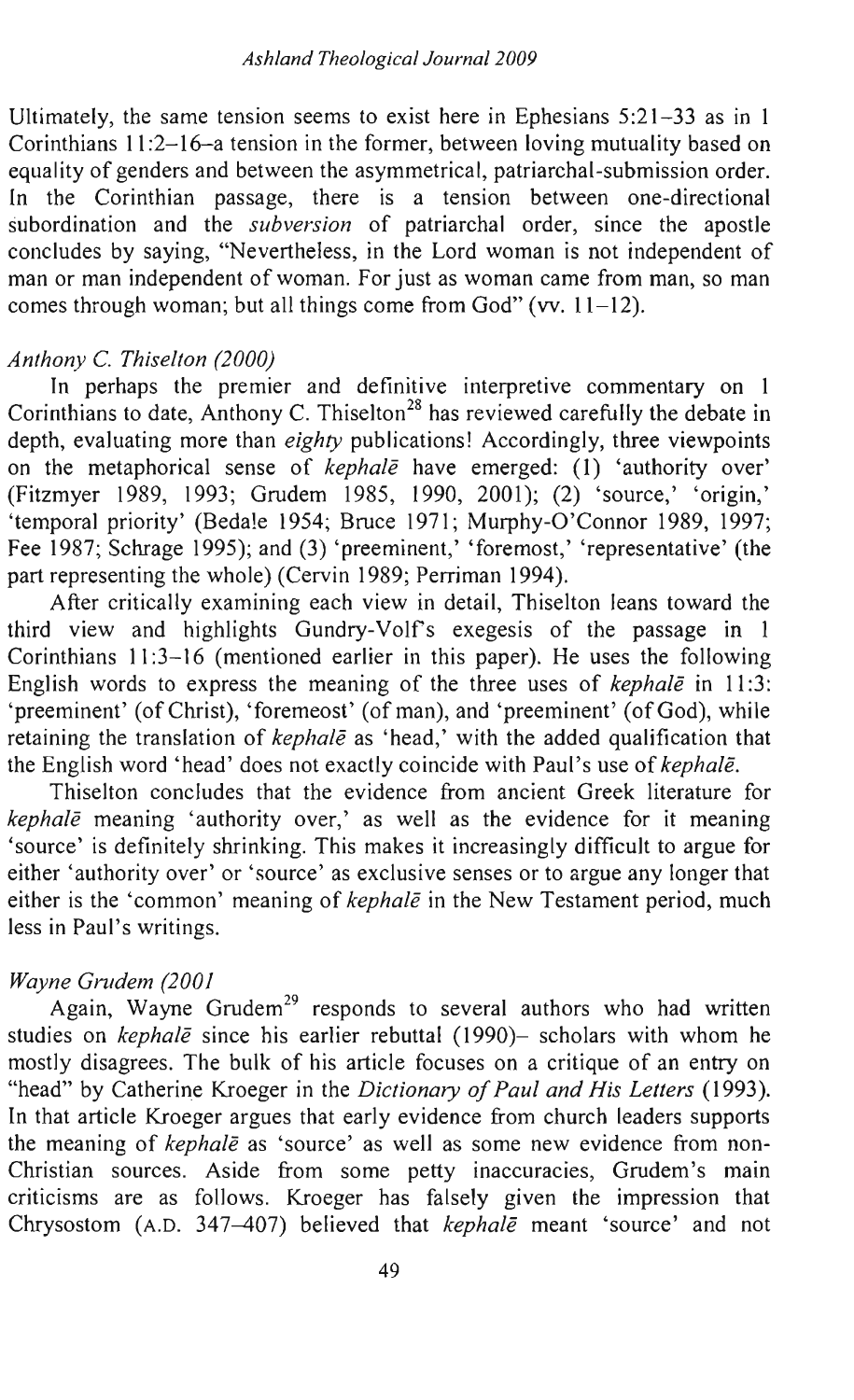Ultimately, the same tension seems to exist here in Ephesians 5:21–33 as in 1 Corinthians 11:2–16–a tension in the former, between loving mutuality based on equality of genders and between the asymmetrical, patriarchal-submission order. In the Corinthian passage, there is a tension between one-directional subordination and the *subversion* of patriarchal order, since the apostle concludes by saying, "Nevertheless, in the Lord woman is not independent of man or man independent of woman. For just as woman came from man, so man comes through woman; but all things come from God" (vv. 11–12).

### *Anthony C. Thiselton (2000)*

In perhaps the premier and definitive interpretive commentary on 1 Corinthians to date, Anthony C. Thiselton[28] has reviewed carefully the debate in depth, evaluating more than *eighty* publications! Accordingly, three viewpoints on the metaphorical sense of *kephalē* have emerged: (1) 'authority over' (Fitzmyer 1989, 1993; Grudem 1985, 1990, 2001); (2) 'source,' 'origin,' 'temporal priority' (Bedale 1954; Bruce 1971; Murphy-O'Connor 1989, 1997; Fee 1987; Schrage 1995); and (3) 'preeminent,' 'foremost,' 'representative' (the part representing the whole) (Cervin 1989; Perriman 1994).

After critically examining each view in detail, Thiselton leans toward the third view and highlights Gundry-Volf's exegesis of the passage in 1 Corinthians 11:3–16 (mentioned earlier in this paper). He uses the following English words to express the meaning of the three uses of *kephalē* in 11:3: 'preeminent' (of Christ), 'foremeost' (of man), and 'preeminent' (of God), while retaining the translation of *kephalē* as 'head,' with the added qualification that the English word 'head' does not exactly coincide with Paul's use of *kephalē*.

Thiselton concludes that the evidence from ancient Greek literature for *kephalē* meaning 'authority over,' as well as the evidence for it meaning 'source' is definitely shrinking. This makes it increasingly difficult to argue for either 'authority over' or 'source' as exclusive senses or to argue any longer that either is the 'common' meaning of *kephalē* in the New Testament period, much less in Paul's writings.

### *Wayne Grudem (2001*

Again, Wayne Grudem[29] responds to several authors who had written studies on *kephalē* since his earlier rebuttal (1990)– scholars with whom he mostly disagrees. The bulk of his article focuses on a critique of an entry on "head" by Catherine Kroeger in the *Dictionary of Paul and His Letters* (1993). In that article Kroeger argues that early evidence from church leaders supports the meaning of *kephalē* as 'source' as well as some new evidence from non-Christian sources. Aside from some petty inaccuracies, Grudem's main criticisms are as follows. Kroeger has falsely given the impression that Chrysostom (A.D. 347–407) believed that *kephalē* meant 'source' and not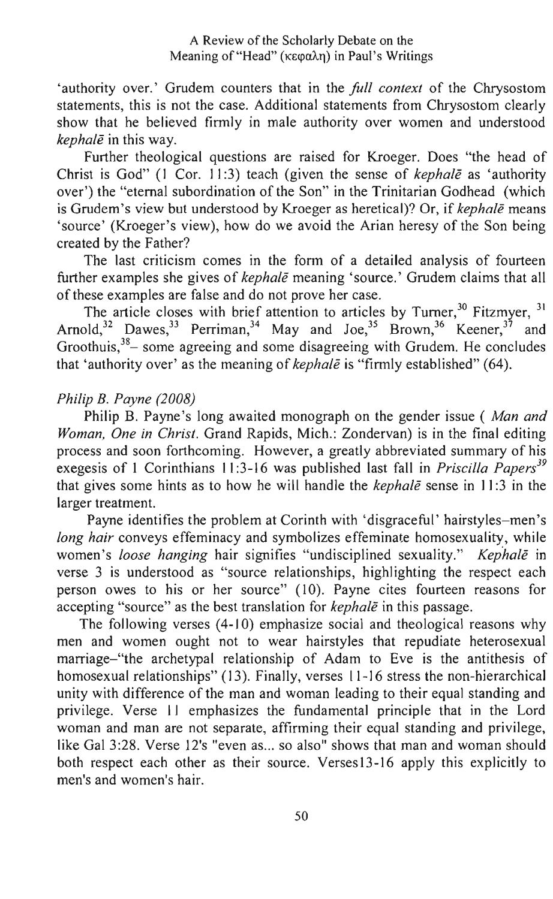'authority over.' Grudem counters that in the *full context* of the Chrysostom statements, this is not the case. Additional statements from Chrysostom clearly show that he believed firmly in male authority over women and understood *kephalē* in this way.

Further theological questions are raised for Kroeger. Does "the head of Christ is God" (1 Cor. 11:3) teach (given the sense of *kephalē* as 'authority over') the "eternal subordination of the Son" in the Trinitarian Godhead (which is Grudem's view but understood by Kroeger as heretical)? Or, if *kephalē* means 'source' (Kroeger's view), how do we avoid the Arian heresy of the Son being created by the Father?

The last criticism comes in the form of a detailed analysis of fourteen further examples she gives of *kephalē* meaning 'source.' Grudem claims that all of these examples are false and do not prove her case.

The article closes with brief attention to articles by Turner,[30] Fitzmyer,[31] Arnold,[32] Dawes,[33] Perriman,[34] May and Joe,[35] Brown,[36] Keener,[37] and Groothuis,[38]– some agreeing and some disagreeing with Grudem. He concludes that 'authority over' as the meaning of *kephalē* is "firmly established" (64).

*Philip B. Payne (2008)*

Philip B. Payne's long awaited monograph on the gender issue ( *Man and Woman, One in Christ*. Grand Rapids, Mich.: Zondervan) is in the final editing process and soon forthcoming. However, a greatly abbreviated summary of his exegesis of 1 Corinthians 11:3-16 was published last fall in *Priscilla Papers*[39] that gives some hints as to how he will handle the *kephalē* sense in 11:3 in the larger treatment.

Payne identifies the problem at Corinth with 'disgraceful' hairstyles–men's *long hair* conveys effeminacy and symbolizes effeminate homosexuality, while women's *loose hanging* hair signifies "undisciplined sexuality." *Kephalē* in verse 3 is understood as "source relationships, highlighting the respect each person owes to his or her source" (10). Payne cites fourteen reasons for accepting "source" as the best translation for *kephalē* in this passage.

The following verses (4-10) emphasize social and theological reasons why men and women ought not to wear hairstyles that repudiate heterosexual marriage–"the archetypal relationship of Adam to Eve is the antithesis of homosexual relationships" (13). Finally, verses 11-16 stress the non-hierarchical unity with difference of the man and woman leading to their equal standing and privilege. Verse 11 emphasizes the fundamental principle that in the Lord woman and man are not separate, affirming their equal standing and privilege, like Gal 3:28. Verse 12's "even as... so also" shows that man and woman should both respect each other as their source. Verses13-16 apply this explicitly to men's and women's hair.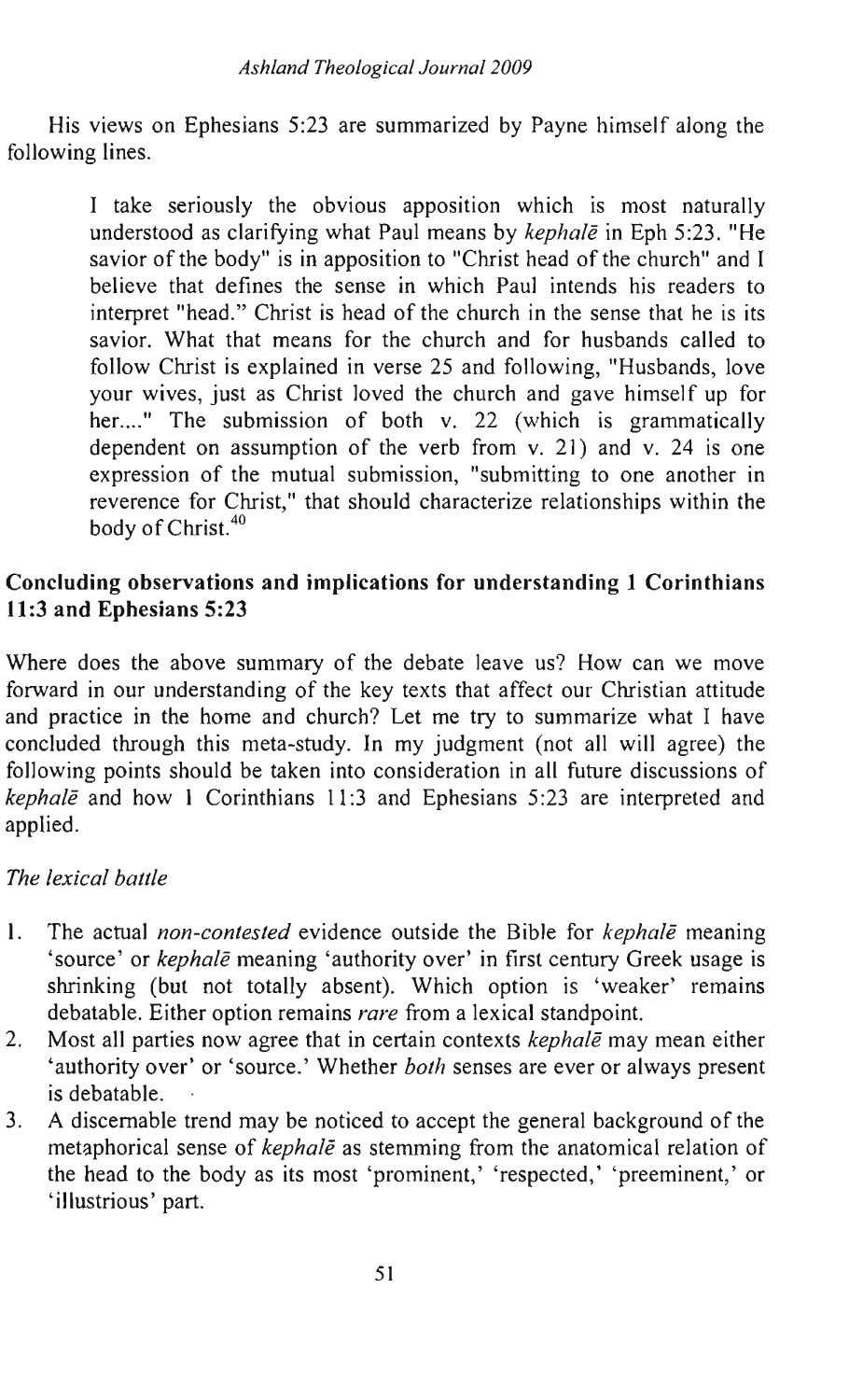His views on Ephesians 5:23 are summarized by Payne himself along the following lines.

> I take seriously the obvious apposition which is most naturally understood as clarifying what Paul means by *kephalē* in Eph 5:23. "He savior of the body" is in apposition to "Christ head of the church" and I believe that defines the sense in which Paul intends his readers to interpret "head." Christ is head of the church in the sense that he is its savior. What that means for the church and for husbands called to follow Christ is explained in verse 25 and following, "Husbands, love your wives, just as Christ loved the church and gave himself up for her...." The submission of both v. 22 (which is grammatically dependent on assumption of the verb from v. 21) and v. 24 is one expression of the mutual submission, "submitting to one another in reverence for Christ," that should characterize relationships within the body of Christ.[40]

## Concluding observations and implications for understanding 1 Corinthians 11:3 and Ephesians 5:23

Where does the above summary of the debate leave us? How can we move forward in our understanding of the key texts that affect our Christian attitude and practice in the home and church? Let me try to summarize what I have concluded through this meta-study. In my judgment (not all will agree) the following points should be taken into consideration in all future discussions of *kephalē* and how 1 Corinthians 11:3 and Ephesians 5:23 are interpreted and applied.

### *The lexical battle*

1. The actual *non-contested* evidence outside the Bible for *kephalē* meaning 'source' or *kephalē* meaning 'authority over' in first century Greek usage is shrinking (but not totally absent). Which option is 'weaker' remains debatable. Either option remains *rare* from a lexical standpoint.
2. Most all parties now agree that in certain contexts *kephalē* may mean either 'authority over' or 'source.' Whether *both* senses are ever or always present is debatable.
3. A discernable trend may be noticed to accept the general background of the metaphorical sense of *kephalē* as stemming from the anatomical relation of the head to the body as its most 'prominent,' 'respected,' 'preeminent,' or 'illustrious' part.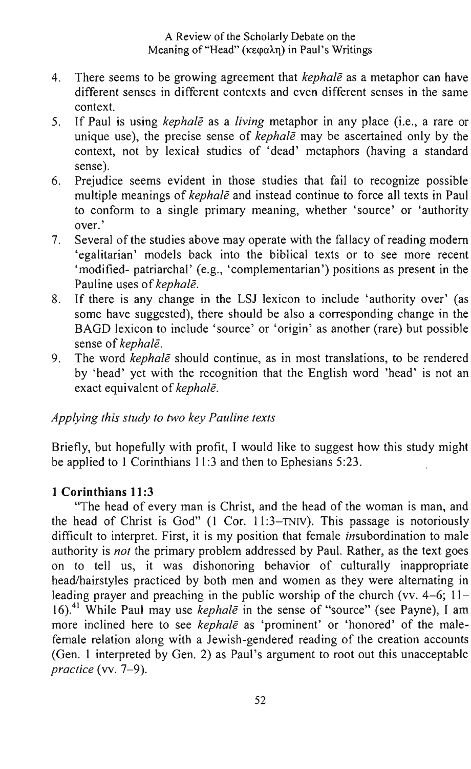4. There seems to be growing agreement that *kephalē* as a metaphor can have different senses in different contexts and even different senses in the same context.
5. If Paul is using *kephalē* as a *living* metaphor in any place (i.e., a rare or unique use), the precise sense of *kephalē* may be ascertained only by the context, not by lexical studies of 'dead' metaphors (having a standard sense).
6. Prejudice seems evident in those studies that fail to recognize possible multiple meanings of *kephalē* and instead continue to force all texts in Paul to conform to a single primary meaning, whether 'source' or 'authority over.'
7. Several of the studies above may operate with the fallacy of reading modern 'egalitarian' models back into the biblical texts or to see more recent 'modified- patriarchal' (e.g., 'complementarian') positions as present in the Pauline uses of *kephalē*.
8. If there is any change in the LSJ lexicon to include 'authority over' (as some have suggested), there should be also a corresponding change in the BAGD lexicon to include 'source' or 'origin' as another (rare) but possible sense of *kephalē*.
9. The word *kephalē* should continue, as in most translations, to be rendered by 'head' yet with the recognition that the English word 'head' is not an exact equivalent of *kephalē*.

### *Applying this study to two key Pauline texts*

Briefly, but hopefully with profit, I would like to suggest how this study might be applied to 1 Corinthians 11:3 and then to Ephesians 5:23.

### **1 Corinthians 11:3**

"The head of every man is Christ, and the head of the woman is man, and the head of Christ is God" (1 Cor. 11:3–TNIV). This passage is notoriously difficult to interpret. First, it is my position that female *in*subordination to male authority is *not* the primary problem addressed by Paul. Rather, as the text goes on to tell us, it was dishonoring behavior of culturally inappropriate head/hairstyles practiced by both men and women as they were alternating in leading prayer and preaching in the public worship of the church (vv. 4–6; 11–16).[41] While Paul may use *kephalē* in the sense of "source" (see Payne), I am more inclined here to see *kephalē* as 'prominent' or 'honored' of the male-female relation along with a Jewish-gendered reading of the creation accounts (Gen. 1 interpreted by Gen. 2) as Paul's argument to root out this unacceptable *practice* (vv. 7–9).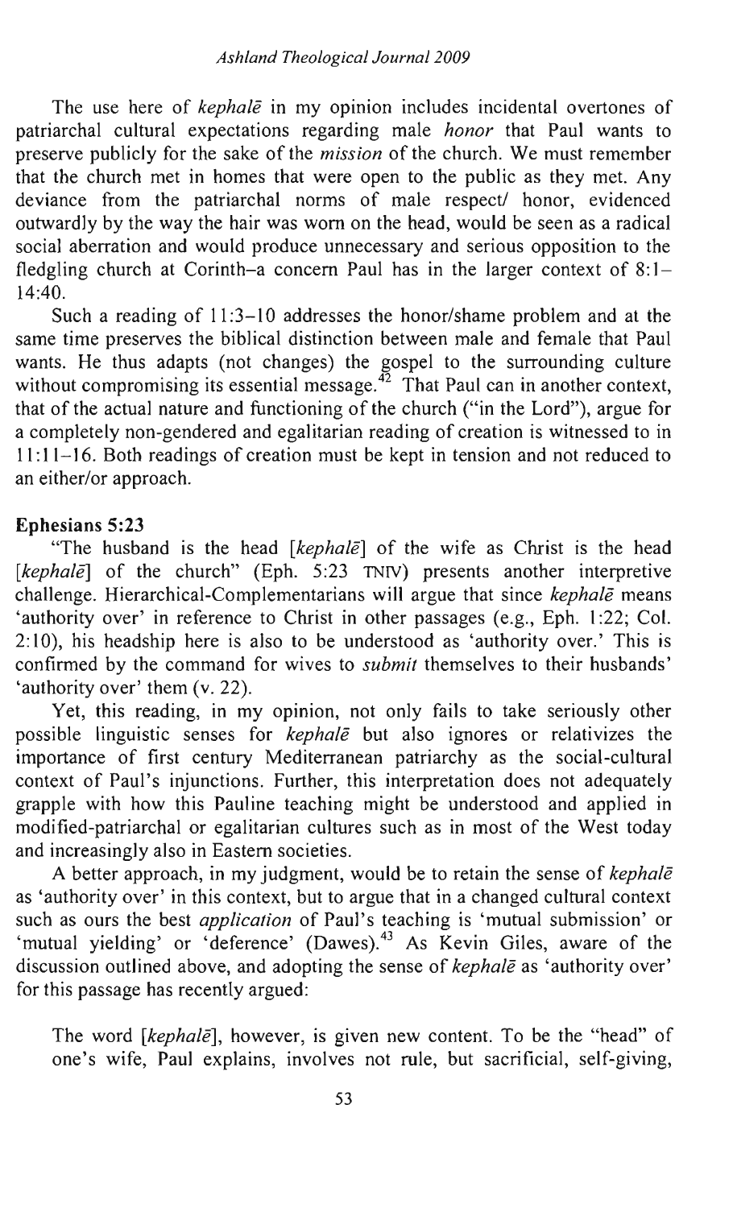The use here of *kephalē* in my opinion includes incidental overtones of patriarchal cultural expectations regarding male *honor* that Paul wants to preserve publicly for the sake of the *mission* of the church. We must remember that the church met in homes that were open to the public as they met. Any deviance from the patriarchal norms of male respect/ honor, evidenced outwardly by the way the hair was worn on the head, would be seen as a radical social aberration and would produce unnecessary and serious opposition to the fledgling church at Corinth–a concern Paul has in the larger context of 8:1–14:40.

Such a reading of 11:3–10 addresses the honor/shame problem and at the same time preserves the biblical distinction between male and female that Paul wants. He thus adapts (not changes) the gospel to the surrounding culture without compromising its essential message.[42] That Paul can in another context, that of the actual nature and functioning of the church ("in the Lord"), argue for a completely non-gendered and egalitarian reading of creation is witnessed to in 11:11–16. Both readings of creation must be kept in tension and not reduced to an either/or approach.

## Ephesians 5:23

"The husband is the head [*kephalē*] of the wife as Christ is the head [*kephalē*] of the church" (Eph. 5:23 TNIV) presents another interpretive challenge. Hierarchical-Complementarians will argue that since *kephalē* means 'authority over' in reference to Christ in other passages (e.g., Eph. 1:22; Col. 2:10), his headship here is also to be understood as 'authority over.' This is confirmed by the command for wives to *submit* themselves to their husbands' 'authority over' them (v. 22).

Yet, this reading, in my opinion, not only fails to take seriously other possible linguistic senses for *kephalē* but also ignores or relativizes the importance of first century Mediterranean patriarchy as the social-cultural context of Paul's injunctions. Further, this interpretation does not adequately grapple with how this Pauline teaching might be understood and applied in modified-patriarchal or egalitarian cultures such as in most of the West today and increasingly also in Eastern societies.

A better approach, in my judgment, would be to retain the sense of *kephalē* as 'authority over' in this context, but to argue that in a changed cultural context such as ours the best *application* of Paul's teaching is 'mutual submission' or 'mutual yielding' or 'deference' (Dawes).[43] As Kevin Giles, aware of the discussion outlined above, and adopting the sense of *kephalē* as 'authority over' for this passage has recently argued:

> The word [*kephalē*], however, is given new content. To be the "head" of one's wife, Paul explains, involves not rule, but sacrificial, self-giving,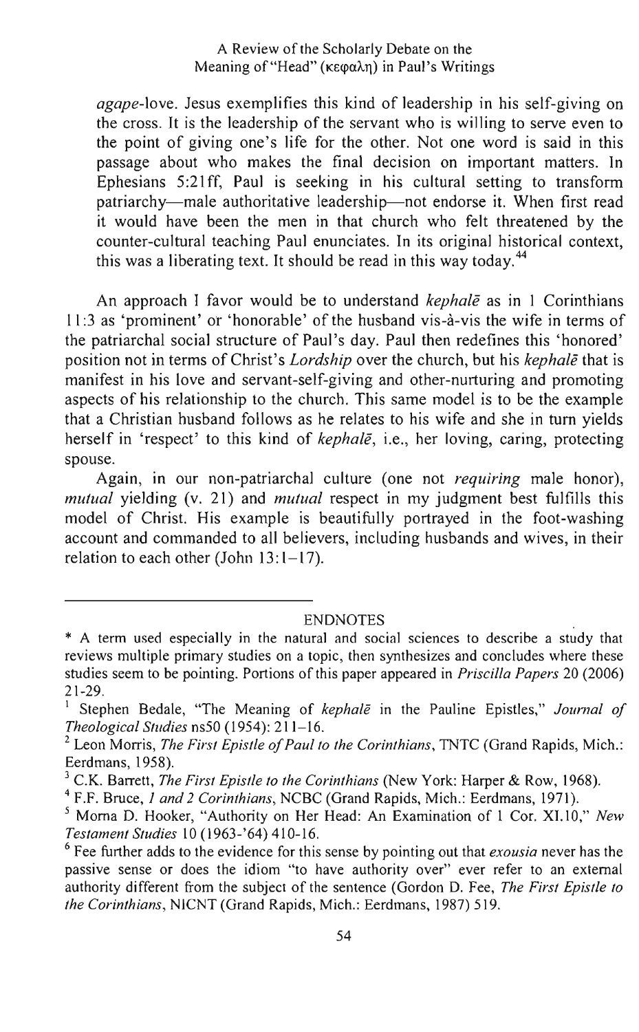*agape*-love. Jesus exemplifies this kind of leadership in his self-giving on the cross. It is the leadership of the servant who is willing to serve even to the point of giving one's life for the other. Not one word is said in this passage about who makes the final decision on important matters. In Ephesians 5:21ff, Paul is seeking in his cultural setting to transform patriarchy—male authoritative leadership—not endorse it. When first read it would have been the men in that church who felt threatened by the counter-cultural teaching Paul enunciates. In its original historical context, this was a liberating text. It should be read in this way today.[44]

An approach I favor would be to understand *kephalē* as in 1 Corinthians 11:3 as 'prominent' or 'honorable' of the husband vis-à-vis the wife in terms of the patriarchal social structure of Paul's day. Paul then redefines this 'honored' position not in terms of Christ's *Lordship* over the church, but his *kephalē* that is manifest in his love and servant-self-giving and other-nurturing and promoting aspects of his relationship to the church. This same model is to be the example that a Christian husband follows as he relates to his wife and she in turn yields herself in 'respect' to this kind of *kephalē*, i.e., her loving, caring, protecting spouse.

Again, in our non-patriarchal culture (one not *requiring* male honor), *mutual* yielding (v. 21) and *mutual* respect in my judgment best fulfills this model of Christ. His example is beautifully portrayed in the foot-washing account and commanded to all believers, including husbands and wives, in their relation to each other (John 13:1–17).

## ENDNOTES

\* A term used especially in the natural and social sciences to describe a study that reviews multiple primary studies on a topic, then synthesizes and concludes where these studies seem to be pointing. Portions of this paper appeared in *Priscilla Papers* 20 (2006) 21-29.

[1] Stephen Bedale, "The Meaning of *kephalē* in the Pauline Epistles," *Journal of Theological Studies* ns50 (1954): 211–16.

[2] Leon Morris, *The First Epistle of Paul to the Corinthians*, TNTC (Grand Rapids, Mich.: Eerdmans, 1958).

[3] C.K. Barrett, *The First Epistle to the Corinthians* (New York: Harper & Row, 1968).

[4] F.F. Bruce, *1 and 2 Corinthians*, NCBC (Grand Rapids, Mich.: Eerdmans, 1971).

[5] Morna D. Hooker, "Authority on Her Head: An Examination of 1 Cor. XI.10," *New Testament Studies* 10 (1963-'64) 410-16.

[6] Fee further adds to the evidence for this sense by pointing out that *exousia* never has the passive sense or does the idiom "to have authority over" ever refer to an external authority different from the subject of the sentence (Gordon D. Fee, *The First Epistle to the Corinthians*, NICNT (Grand Rapids, Mich.: Eerdmans, 1987) 519.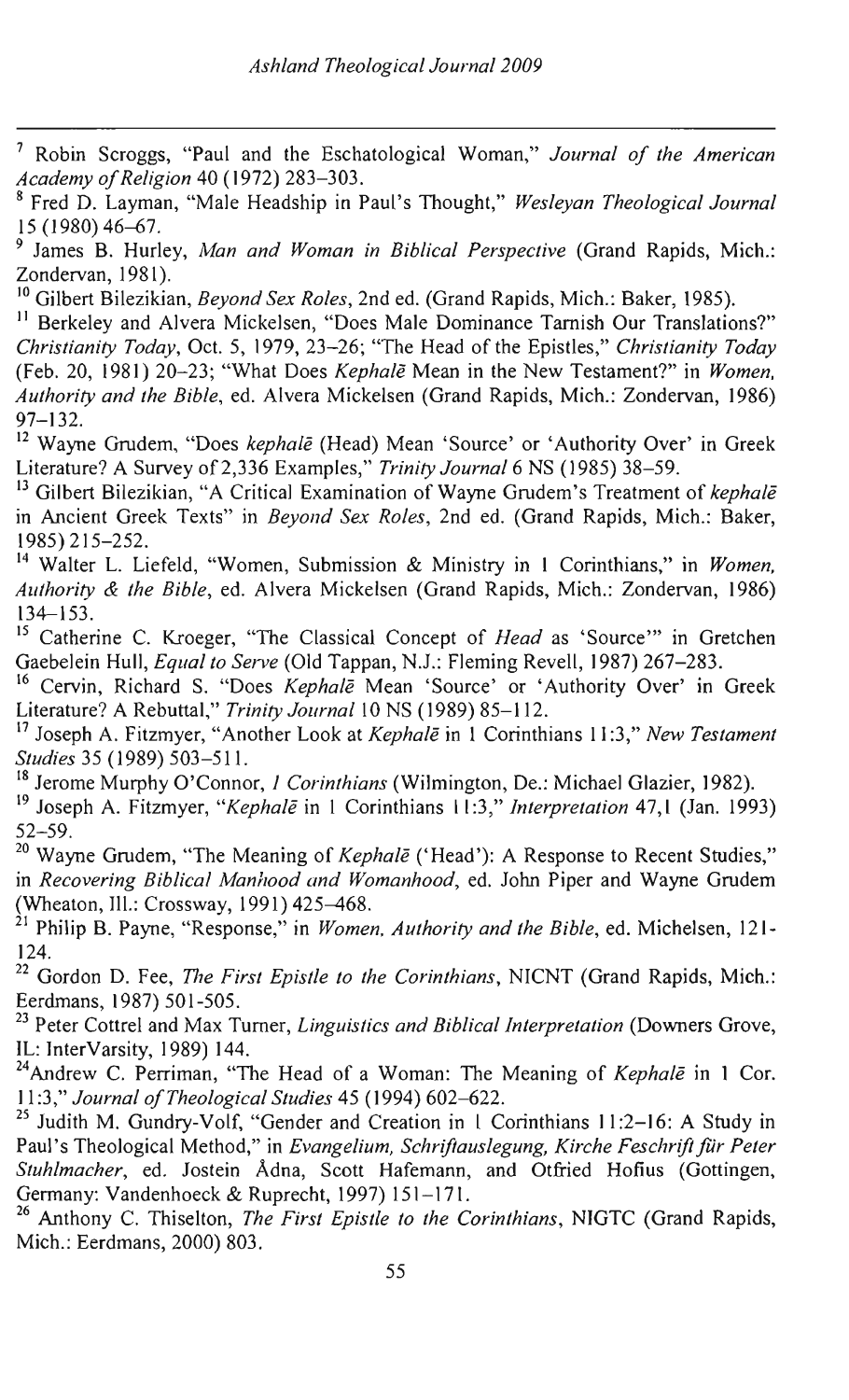[7] Robin Scroggs, "Paul and the Eschatological Woman," *Journal of the American Academy of Religion* 40 (1972) 283–303.

[8] Fred D. Layman, "Male Headship in Paul's Thought," *Wesleyan Theological Journal* 15 (1980) 46–67.

[9] James B. Hurley, *Man and Woman in Biblical Perspective* (Grand Rapids, Mich.: Zondervan, 1981).

[10] Gilbert Bilezikian, *Beyond Sex Roles*, 2nd ed. (Grand Rapids, Mich.: Baker, 1985).

[11] Berkeley and Alvera Mickelsen, "Does Male Dominance Tarnish Our Translations?" *Christianity Today*, Oct. 5, 1979, 23–26; "The Head of the Epistles," *Christianity Today* (Feb. 20, 1981) 20–23; "What Does *Kephalē* Mean in the New Testament?" in *Women, Authority and the Bible*, ed. Alvera Mickelsen (Grand Rapids, Mich.: Zondervan, 1986) 97–132.

[12] Wayne Grudem, "Does *kephalē* (Head) Mean 'Source' or 'Authority Over' in Greek Literature? A Survey of 2,336 Examples," *Trinity Journal* 6 NS (1985) 38–59.

[13] Gilbert Bilezikian, "A Critical Examination of Wayne Grudem's Treatment of *kephalē* in Ancient Greek Texts" in *Beyond Sex Roles*, 2nd ed. (Grand Rapids, Mich.: Baker, 1985) 215–252.

[14] Walter L. Liefeld, "Women, Submission & Ministry in 1 Corinthians," in *Women, Authority & the Bible*, ed. Alvera Mickelsen (Grand Rapids, Mich.: Zondervan, 1986) 134–153.

[15] Catherine C. Kroeger, "The Classical Concept of *Head* as 'Source'" in Gretchen Gaebelein Hull, *Equal to Serve* (Old Tappan, N.J.: Fleming Revell, 1987) 267–283.

[16] Cervin, Richard S. "Does *Kephalē* Mean 'Source' or 'Authority Over' in Greek Literature? A Rebuttal," *Trinity Journal* 10 NS (1989) 85–112.

[17] Joseph A. Fitzmyer, "Another Look at *Kephalē* in 1 Corinthians 11:3," *New Testament Studies* 35 (1989) 503–511.

[18] Jerome Murphy O'Connor, *1 Corinthians* (Wilmington, De.: Michael Glazier, 1982).

[19] Joseph A. Fitzmyer, "*Kephalē* in 1 Corinthians 11:3," *Interpretation* 47,1 (Jan. 1993) 52–59.

[20] Wayne Grudem, "The Meaning of *Kephalē* ('Head'): A Response to Recent Studies," in *Recovering Biblical Manhood and Womanhood*, ed. John Piper and Wayne Grudem (Wheaton, Ill.: Crossway, 1991) 425–468.

[21] Philip B. Payne, "Response," in *Women, Authority and the Bible*, ed. Michelsen, 121-124.

[22] Gordon D. Fee, *The First Epistle to the Corinthians*, NICNT (Grand Rapids, Mich.: Eerdmans, 1987) 501-505.

[23] Peter Cottrel and Max Turner, *Linguistics and Biblical Interpretation* (Downers Grove, IL: InterVarsity, 1989) 144.

[24] Andrew C. Perriman, "The Head of a Woman: The Meaning of *Kephalē* in 1 Cor. 11:3," *Journal of Theological Studies* 45 (1994) 602–622.

[25] Judith M. Gundry-Volf, "Gender and Creation in 1 Corinthians 11:2–16: A Study in Paul's Theological Method," in *Evangelium, Schriftauslegung, Kirche Feschrift für Peter Stuhlmacher*, ed. Jostein Ådna, Scott Hafemann, and Otfried Hofius (Gottingen, Germany: Vandenhoeck & Ruprecht, 1997) 151–171.

[26] Anthony C. Thiselton, *The First Epistle to the Corinthians*, NIGTC (Grand Rapids, Mich.: Eerdmans, 2000) 803.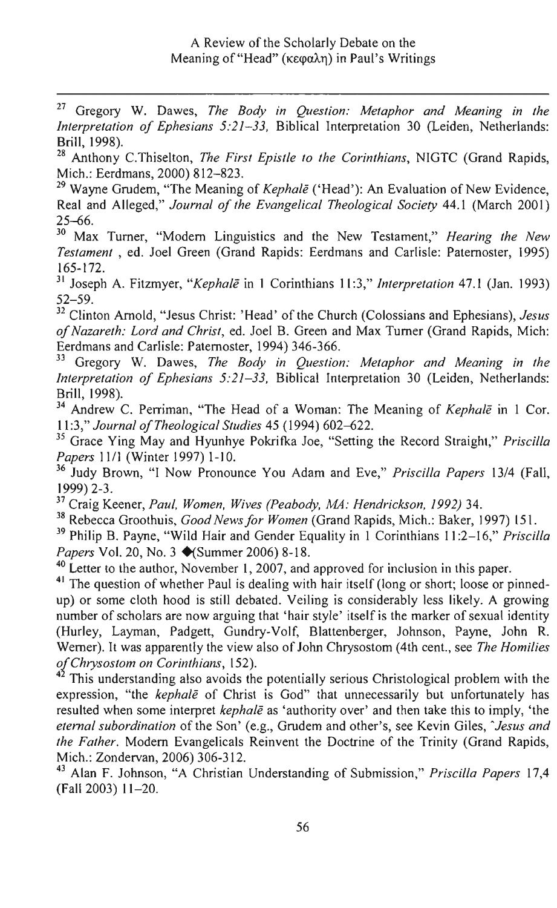[27] Gregory W. Dawes, *The Body in Question: Metaphor and Meaning in the Interpretation of Ephesians 5:21–33*, Biblical Interpretation 30 (Leiden, Netherlands: Brill, 1998).

[28] Anthony C.Thiselton, *The First Epistle to the Corinthians*, NIGTC (Grand Rapids, Mich.: Eerdmans, 2000) 812–823.

[29] Wayne Grudem, "The Meaning of *Kephalē* ('Head'): An Evaluation of New Evidence, Real and Alleged," *Journal of the Evangelical Theological Society* 44.1 (March 2001) 25–66.

[30] Max Turner, "Modern Linguistics and the New Testament," *Hearing the New Testament* , ed. Joel Green (Grand Rapids: Eerdmans and Carlisle: Paternoster, 1995) 165-172.

[31] Joseph A. Fitzmyer, "*Kephalē* in 1 Corinthians 11:3," *Interpretation* 47.1 (Jan. 1993) 52–59.

[32] Clinton Arnold, "Jesus Christ: 'Head' of the Church (Colossians and Ephesians), *Jesus of Nazareth: Lord and Christ*, ed. Joel B. Green and Max Turner (Grand Rapids, Mich: Eerdmans and Carlisle: Paternoster, 1994) 346-366.

[33] Gregory W. Dawes, *The Body in Question: Metaphor and Meaning in the Interpretation of Ephesians 5:21–33*, Biblical Interpretation 30 (Leiden, Netherlands: Brill, 1998).

[34] Andrew C. Perriman, "The Head of a Woman: The Meaning of *Kephalē* in 1 Cor. 11:3," *Journal of Theological Studies* 45 (1994) 602–622.

[35] Grace Ying May and Hyunhye Pokrifka Joe, "Setting the Record Straight," *Priscilla Papers* 11/1 (Winter 1997) 1-10.

[36] Judy Brown, "I Now Pronounce You Adam and Eve," *Priscilla Papers* 13/4 (Fall, 1999) 2-3.

[37] Craig Keener, *Paul, Women, Wives (Peabody, MA: Hendrickson, 1992)* 34.

[38] Rebecca Groothuis, *Good News for Women* (Grand Rapids, Mich.: Baker, 1997) 151.

[39] Philip B. Payne, "Wild Hair and Gender Equality in 1 Corinthians 11:2–16," *Priscilla Papers* Vol. 20, No. 3 ◆(Summer 2006) 8-18.

[40] Letter to the author, November 1, 2007, and approved for inclusion in this paper.

[41] The question of whether Paul is dealing with hair itself (long or short; loose or pinned-up) or some cloth hood is still debated. Veiling is considerably less likely. A growing number of scholars are now arguing that 'hair style' itself is the marker of sexual identity (Hurley, Layman, Padgett, Gundry-Volf, Blattenberger, Johnson, Payne, John R. Werner). It was apparently the view also of John Chrysostom (4th cent., see *The Homilies of Chrysostom on Corinthians*, 152).

[42] This understanding also avoids the potentially serious Christological problem with the expression, "the *kephalē* of Christ is God" that unnecessarily but unfortunately has resulted when some interpret *kephalē* as 'authority over' and then take this to imply, 'the *eternal subordination* of the Son' (e.g., Grudem and other's, see Kevin Giles, *Jesus and the Father*. Modern Evangelicals Reinvent the Doctrine of the Trinity (Grand Rapids, Mich.: Zondervan, 2006) 306-312.

[43] Alan F. Johnson, "A Christian Understanding of Submission," *Priscilla Papers* 17,4 (Fall 2003) 11–20.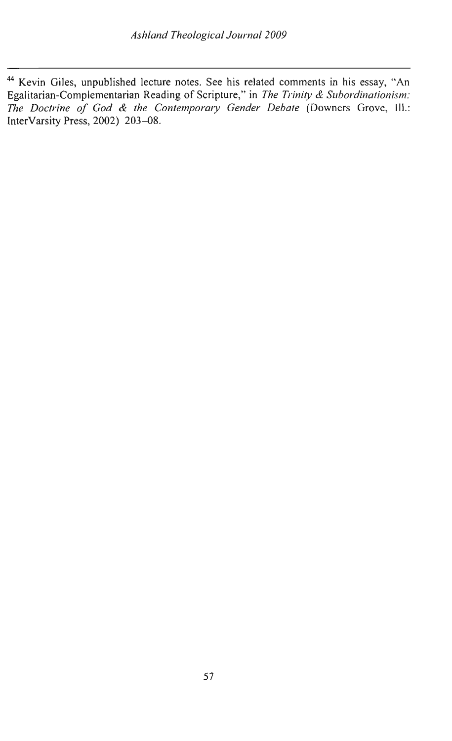[44] Kevin Giles, unpublished lecture notes. See his related comments in his essay, "An Egalitarian-Complementarian Reading of Scripture," in *The Trinity & Subordinationism: The Doctrine of God & the Contemporary Gender Debate* (Downers Grove, Ill.: InterVarsity Press, 2002) 203–08.